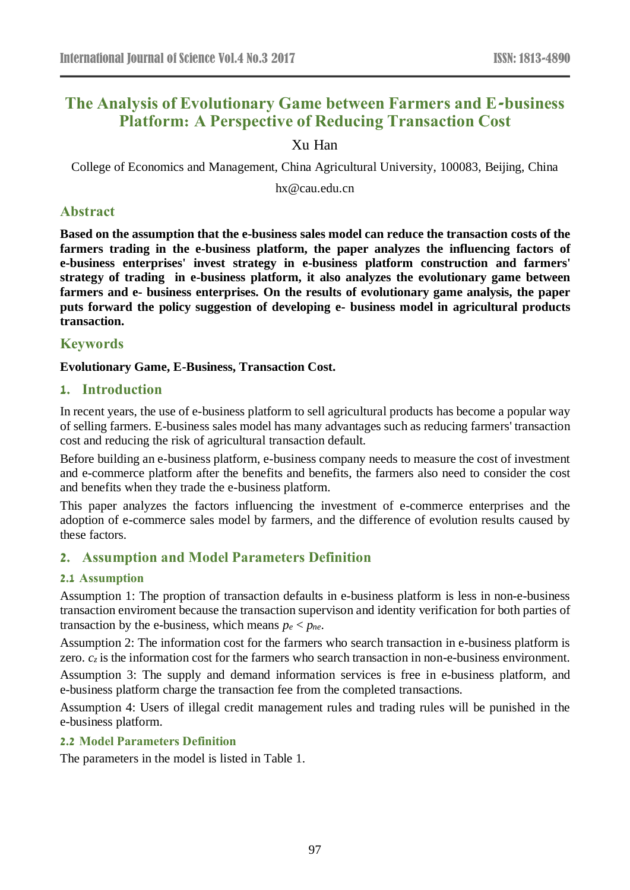# The Analysis of Evolutionary Game between Farmers and E-business Platform: A Perspective of Reducing Transaction Cost

Xu Han

College of Economics and Management, China Agricultural University, 100083, Beijing, China

hx@cau.edu.cn

## Abstract

**Based on the assumption that the e-business sales model can reduce the transaction costs of the farmers trading in the e-business platform, the paper analyzes the influencing factors of e-business enterprises' invest strategy in e-business platform construction and farmers' strategy of trading in e-business platform, it also analyzes the evolutionary game between farmers and e- business enterprises. On the results of evolutionary game analysis, the paper puts forward the policy suggestion of developing e- business model in agricultural products transaction.**

## Keywords

**Evolutionary Game, E-Business, Transaction Cost.**

## 1. Introduction

In recent years, the use of e-business platform to sell agricultural products has become a popular way of selling farmers. E-business sales model has many advantages such as reducing farmers' transaction cost and reducing the risk of agricultural transaction default.

Before building an e-business platform, e-business company needs to measure the cost of investment and e-commerce platform after the benefits and benefits, the farmers also need to consider the cost and benefits when they trade the e-business platform.

This paper analyzes the factors influencing the investment of e-commerce enterprises and the adoption of e-commerce sales model by farmers, and the difference of evolution results caused by these factors.

## 2. Assumption and Model Parameters Definition

### 2.1 Assumption

Assumption 1: The proption of transaction defaults in e-business platform is less in non-e-business transaction enviroment because the transaction supervison and identity verification for both parties of transaction by the e-business, which means $p_e < p_{ne}$.

Assumption 2: The information cost for the farmers who search transaction in e-business platform is zero. $c_z$ is the information cost for the farmers who search transaction in non-e-business environment.

Assumption 3: The supply and demand information services is free in e-business platform, and e-business platform charge the transaction fee from the completed transactions.

Assumption 4: Users of illegal credit management rules and trading rules will be punished in the e-business platform.

### 2.2 Model Parameters Definition

The parameters in the model is listed in Table 1.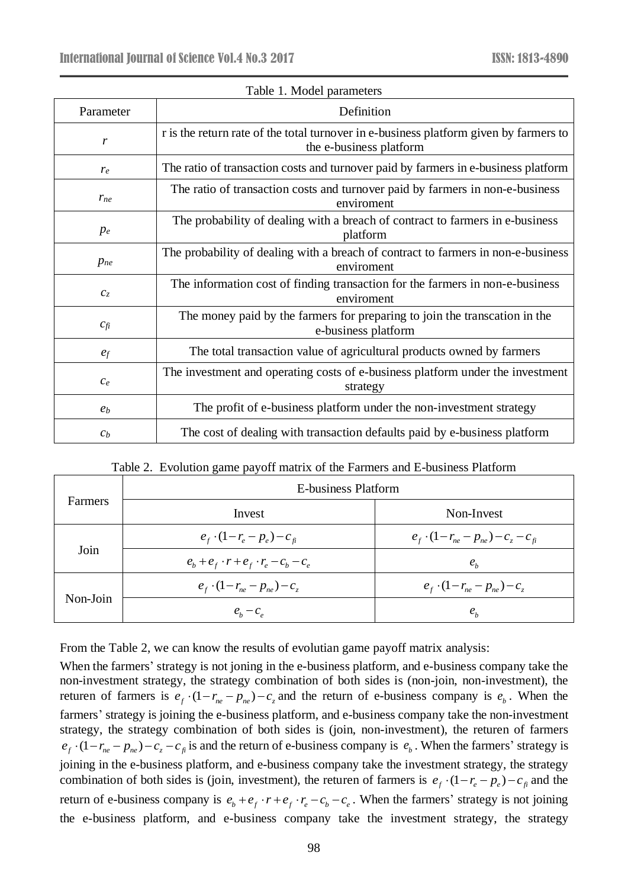Table 1. Model parameters

| Parameter | Definition |
|---|---|
| $r$ | r is the return rate of the total turnover in e-business platform given by farmers to the e-business platform |
| $r_e$ | The ratio of transaction costs and turnover paid by farmers in e-business platform |
| $r_{ne}$ | The ratio of transaction costs and turnover paid by farmers in non-e-business enviroment |
| $p_e$ | The probability of dealing with a breach of contract to farmers in e-business platform |
| $p_{ne}$ | The probability of dealing with a breach of contract to farmers in non-e-business enviroment |
| $c_z$ | The information cost of finding transaction for the farmers in non-e-business enviroment |
| $c_{fi}$ | The money paid by the farmers for preparing to join the transcation in the e-business platform |
| $e_f$ | The total transaction value of agricultural products owned by farmers |
| $c_e$ | The investment and operating costs of e-business platform under the investment strategy |
| $e_b$ | The profit of e-business platform under the non-investment strategy |
| $c_b$ | The cost of dealing with transaction defaults paid by e-business platform |

Table 2. Evolution game payoff matrix of the Farmers and E-business Platform

| Farmers | E-business Platform | |
|---|---|---|
| | Invest | Non-Invest |
| Join | $e_f \cdot (1 - r_e - p_e) - c_{fi}$ | $e_f \cdot (1 - r_{ne} - p_{ne}) - c_z - c_{fi}$ |
| | $e_b + e_f \cdot r + e_f \cdot r_e - c_b - c_e$ | $e_b$ |
| Non-Join | $e_f \cdot (1 - r_{ne} - p_{ne}) - c_z$ | $e_f \cdot (1 - r_{ne} - p_{ne}) - c_z$ |
| | $e_b - c_e$ | $e_b$ |

From the Table 2, we can know the results of evolutian game payoff matrix analysis:

When the farmers' strategy is not joning in the e-business platform, and e-business company take the non-investment strategy, the strategy combination of both sides is (non-join, non-investment), the returen of farmers is $e_f \cdot (1 - r_{ne} - p_{ne}) - c_z$ and the return of e-business company is $e_b$. When the farmers' strategy is joining the e-business platform, and e-business company take the non-investment strategy, the strategy combination of both sides is (join, non-investment), the returen of farmers $e_f \cdot (1 - r_{ne} - p_{ne}) - c_z - c_{fi}$ is and the return of e-business company is $e_b$. When the farmers' strategy is joining in the e-business platform, and e-business company take the investment strategy, the strategy combination of both sides is (join, investment), the returen of farmers is $e_f \cdot (1 - r_e - p_e) - c_{fi}$ and the return of e-business company is $e_b + e_f \cdot r + e_f \cdot r_e - c_b - c_e$. When the farmers' strategy is not joining the e-business platform, and e-business company take the investment strategy, the strategy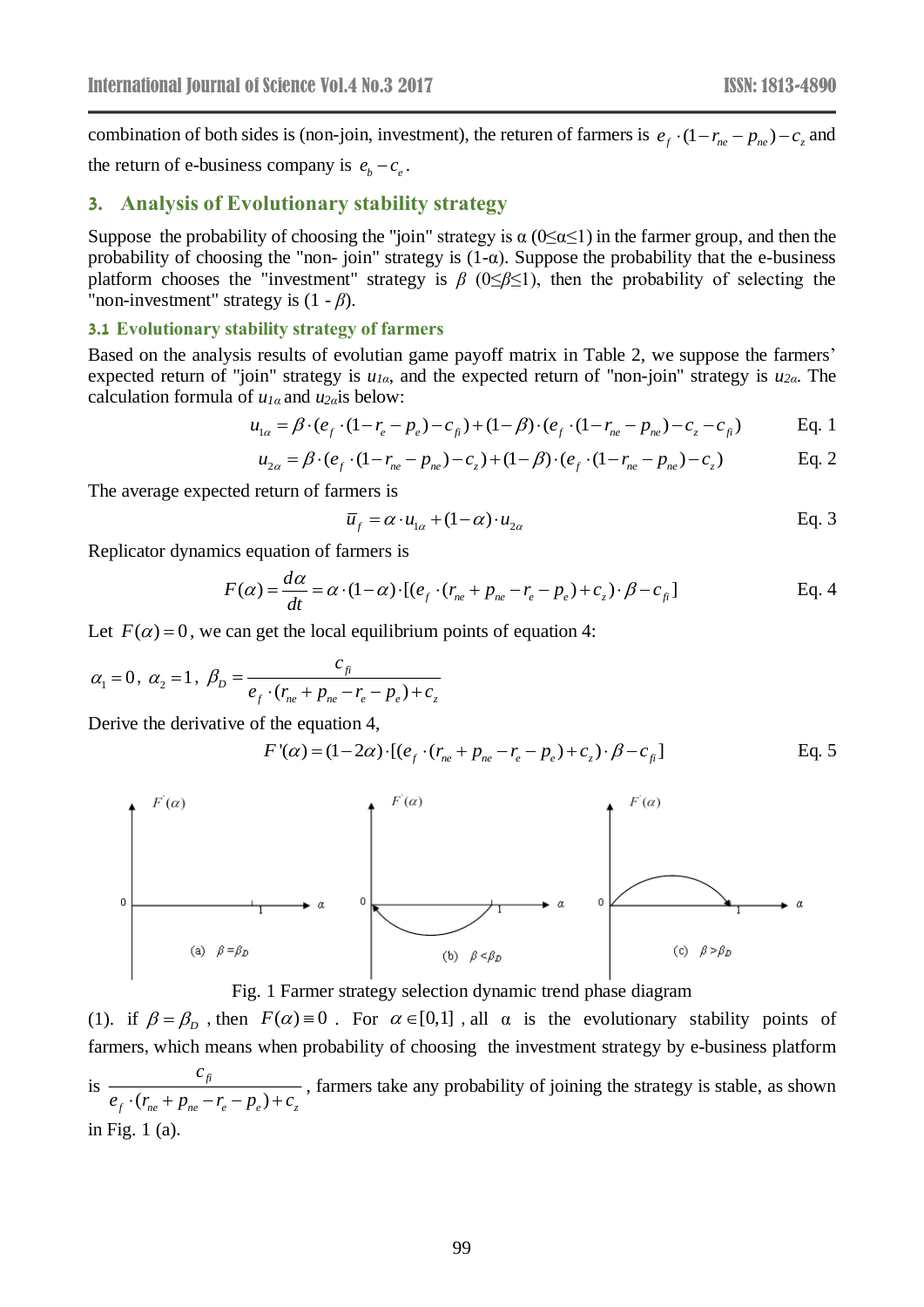combination of both sides is (non-join, investment), the returen of farmers is $e_f \cdot (1 - r_{ne} - p_{ne}) - c_z$ and the return of e-business company is $e_b - c_e$.

## 3. Analysis of Evolutionary stability strategy

Suppose the probability of choosing the "join" strategy is α (0≤α≤1) in the farmer group, and then the probability of choosing the "non- join" strategy is (1-α). Suppose the probability that the e-business platform chooses the "investment" strategy is $\beta$ (0≤$\beta$≤1), then the probability of selecting the "non-investment" strategy is (1 - $\beta$).

### 3.1 Evolutionary stability strategy of farmers

Based on the analysis results of evolutian game payoff matrix in Table 2, we suppose the farmers' expected return of "join" strategy is $u_{1\alpha}$, and the expected return of "non-join" strategy is $u_{2\alpha}$. The calculation formula of $u_{1\alpha}$ and $u_{2\alpha}$is below:

$$u_{1\alpha} = \beta \cdot (e_f \cdot (1 - r_e - p_e) - c_{fi}) + (1 - \beta) \cdot (e_f \cdot (1 - r_{ne} - p_{ne}) - c_z - c_{fi}) \quad \text{Eq. 1}$$

$$u_{2\alpha} = \beta \cdot (e_f \cdot (1 - r_{ne} - p_{ne}) - c_z) + (1 - \beta) \cdot (e_f \cdot (1 - r_{ne} - p_{ne}) - c_z) \quad \text{Eq. 2}$$

The average expected return of farmers is

$$\bar{u}_f = \alpha \cdot u_{1\alpha} + (1 - \alpha) \cdot u_{2\alpha} \quad \text{Eq. 3}$$

Replicator dynamics equation of farmers is

$$F(\alpha) = \frac{d\alpha}{dt} = \alpha \cdot (1 - \alpha) \cdot [(e_f \cdot (r_{ne} + p_{ne} - r_e - p_e) + c_z) \cdot \beta - c_{fi}] \quad \text{Eq. 4}$$

Let $F(\alpha) = 0$, we can get the local equilibrium points of equation 4:

$$\alpha_1 = 0,\ \alpha_2 = 1,\ \beta_D = \frac{c_{fi}}{e_f \cdot (r_{ne} + p_{ne} - r_e - p_e) + c_z}$$

Derive the derivative of the equation 4,

$$F'(\alpha) = (1 - 2\alpha) \cdot [(e_f \cdot (r_{ne} + p_{ne} - r_e - p_e) + c_z) \cdot \beta - c_{fi}] \quad \text{Eq. 5}$$

(a) $\beta = \beta_D$ (b) $\beta < \beta_D$ (c) $\beta > \beta_D$

Fig. 1 Farmer strategy selection dynamic trend phase diagram

(1). if $\beta = \beta_D$, then $F(\alpha) \equiv 0$. For $\alpha \in [0,1]$, all α is the evolutionary stability points of farmers, which means when probability of choosing the investment strategy by e-business platform is $\frac{c_{fi}}{e_f \cdot (r_{ne} + p_{ne} - r_e - p_e) + c_z}$, farmers take any probability of joining the strategy is stable, as shown in Fig. 1 (a).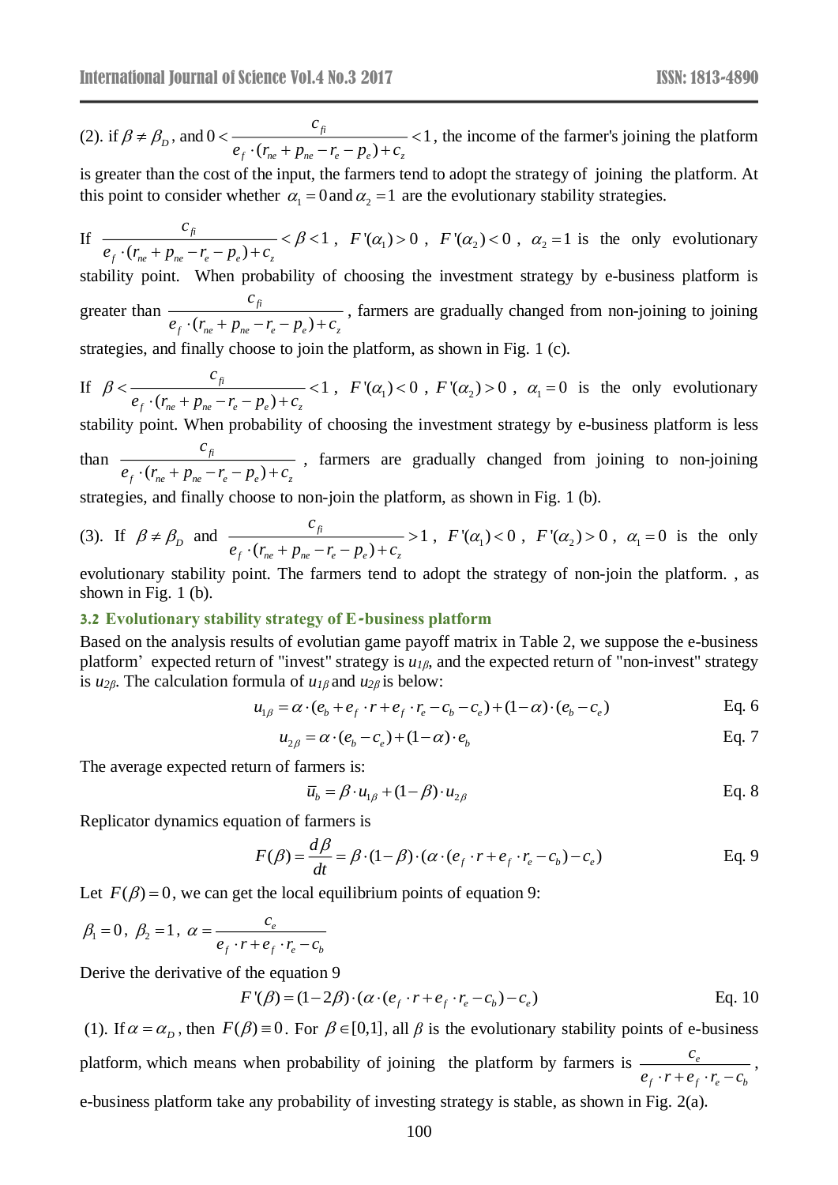(2). if $\beta \neq \beta_D$, and $0 < \frac{c_{fi}}{e_f \cdot (r_{ne} + p_{ne} - r_e - p_e) + c_z} < 1$, the income of the farmer's joining the platform is greater than the cost of the input, the farmers tend to adopt the strategy of joining the platform. At this point to consider whether $\alpha_1 = 0$ and $\alpha_2 = 1$ are the evolutionary stability strategies.

If $\frac{c_{fi}}{e_f \cdot (r_{ne} + p_{ne} - r_e - p_e) + c_z} < \beta < 1$, $F'(\alpha_1) > 0$, $F'(\alpha_2) < 0$, $\alpha_2 = 1$ is the only evolutionary stability point. When probability of choosing the investment strategy by e-business platform is greater than $\frac{c_{fi}}{e_f \cdot (r_{ne} + p_{ne} - r_e - p_e) + c_z}$, farmers are gradually changed from non-joining to joining strategies, and finally choose to join the platform, as shown in Fig. 1 (c).

If $\beta < \frac{c_{fi}}{e_f \cdot (r_{ne} + p_{ne} - r_e - p_e) + c_z} < 1$, $F'(\alpha_1) < 0$, $F'(\alpha_2) > 0$, $\alpha_1 = 0$ is the only evolutionary stability point. When probability of choosing the investment strategy by e-business platform is less than $\frac{c_{fi}}{e_f \cdot (r_{ne} + p_{ne} - r_e - p_e) + c_z}$, farmers are gradually changed from joining to non-joining strategies, and finally choose to non-join the platform, as shown in Fig. 1 (b).

(3). If $\beta \neq \beta_D$ and $\frac{c_{fi}}{e_f \cdot (r_{ne} + p_{ne} - r_e - p_e) + c_z} > 1$, $F'(\alpha_1) < 0$, $F'(\alpha_2) > 0$, $\alpha_1 = 0$ is the only evolutionary stability point. The farmers tend to adopt the strategy of non-join the platform. , as shown in Fig. 1 (b).

### 3.2 Evolutionary stability strategy of E-business platform

Based on the analysis results of evolutian game payoff matrix in Table 2, we suppose the e-business platform' expected return of "invest" strategy is $u_{1\beta}$, and the expected return of "non-invest" strategy is $u_{2\beta}$. The calculation formula of $u_{1\beta}$ and $u_{2\beta}$ is below:

$$u_{1\beta} = \alpha \cdot (e_b + e_f \cdot r + e_f \cdot r_e - c_b - c_e) + (1-\alpha) \cdot (e_b - c_e) \qquad \text{Eq. 6}$$

$$u_{2\beta} = \alpha \cdot (e_b - c_e) + (1-\alpha) \cdot e_b \qquad \text{Eq. 7}$$

The average expected return of farmers is:

$$\bar{u}_b = \beta \cdot u_{1\beta} + (1-\beta) \cdot u_{2\beta} \qquad \text{Eq. 8}$$

Replicator dynamics equation of farmers is

$$F(\beta) = \frac{d\beta}{dt} = \beta \cdot (1-\beta) \cdot (\alpha \cdot (e_f \cdot r + e_f \cdot r_e - c_b) - c_e) \qquad \text{Eq. 9}$$

Let $F(\beta) = 0$, we can get the local equilibrium points of equation 9:

$\beta_1 = 0$, $\beta_2 = 1$, $\alpha = \frac{c_e}{e_f \cdot r + e_f \cdot r_e - c_b}$

Derive the derivative of the equation 9

$$F'(\beta) = (1-2\beta) \cdot (\alpha \cdot (e_f \cdot r + e_f \cdot r_e - c_b) - c_e) \qquad \text{Eq. 10}$$

(1). If $\alpha = \alpha_D$, then $F(\beta) \equiv 0$. For $\beta \in [0,1]$, all $\beta$ is the evolutionary stability points of e-business platform, which means when probability of joining the platform by farmers is $\frac{c_e}{e_f \cdot r + e_f \cdot r_e - c_b}$, e-business platform take any probability of investing strategy is stable, as shown in Fig. 2(a).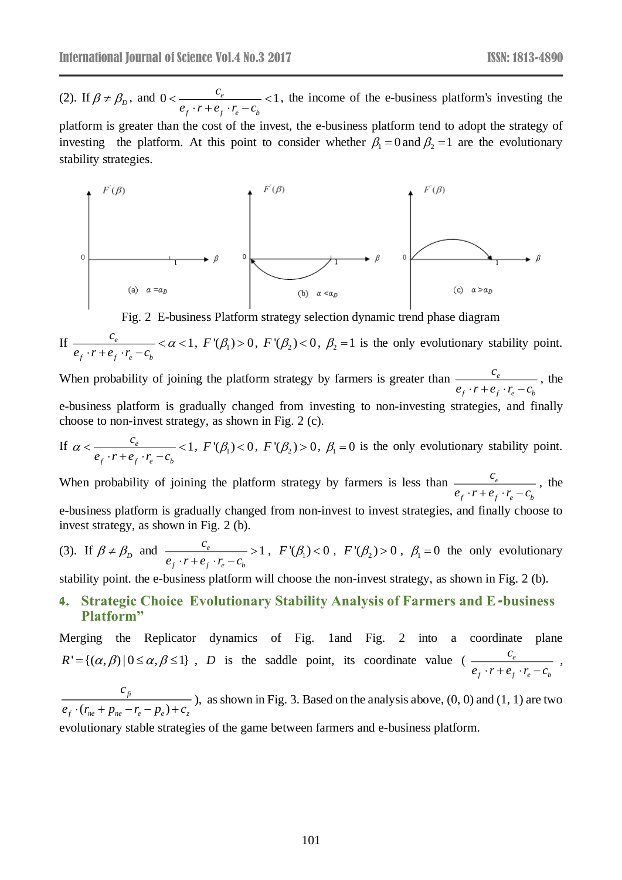(2). If $\beta \neq \beta_D$, and $0 < \frac{c_e}{e_f \cdot r + e_f \cdot r_e - c_b} < 1$, the income of the e-business platform's investing the platform is greater than the cost of the invest, the e-business platform tend to adopt the strategy of investing the platform. At this point to consider whether $\beta_1 = 0$ and $\beta_2 = 1$ are the evolutionary stability strategies.

Fig. 2 E-business Platform strategy selection dynamic trend phase diagram

If $\frac{c_e}{e_f \cdot r + e_f \cdot r_e - c_b} < \alpha < 1$, $F'(\beta_1) > 0$, $F'(\beta_2) < 0$, $\beta_2 = 1$ is the only evolutionary stability point. When probability of joining the platform strategy by farmers is greater than $\frac{c_e}{e_f \cdot r + e_f \cdot r_e - c_b}$, the e-business platform is gradually changed from investing to non-investing strategies, and finally choose to non-invest strategy, as shown in Fig. 2 (c).

If $\alpha < \frac{c_e}{e_f \cdot r + e_f \cdot r_e - c_b} < 1$, $F'(\beta_1) < 0$, $F'(\beta_2) > 0$, $\beta_1 = 0$ is the only evolutionary stability point. When probability of joining the platform strategy by farmers is less than $\frac{c_e}{e_f \cdot r + e_f \cdot r_e - c_b}$, the e-business platform is gradually changed from non-invest to invest strategies, and finally choose to invest strategy, as shown in Fig. 2 (b).

(3). If $\beta \neq \beta_D$ and $\frac{c_e}{e_f \cdot r + e_f \cdot r_e - c_b} > 1$, $F'(\beta_1) < 0$, $F'(\beta_2) > 0$, $\beta_1 = 0$ the only evolutionary stability point. the e-business platform will choose the non-invest strategy, as shown in Fig. 2 (b).

## 4. Strategic Choice Evolutionary Stability Analysis of Farmers and E-business Platform"

Merging the Replicator dynamics of Fig. 1and Fig. 2 into a coordinate plane $R' = \{(\alpha, \beta) \mid 0 \leq \alpha, \beta \leq 1\}$, $D$ is the saddle point, its coordinate value ( $\frac{c_e}{e_f \cdot r + e_f \cdot r_e - c_b}$ , $\frac{c_{fi}}{e_f \cdot (r_{ne} + p_{ne} - r_e - p_e) + c_z}$ ), as shown in Fig. 3. Based on the analysis above, (0, 0) and (1, 1) are two evolutionary stable strategies of the game between farmers and e-business platform.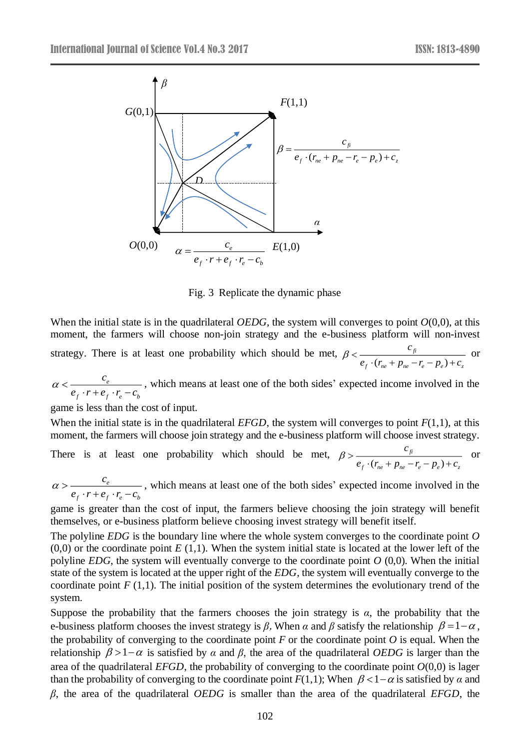Fig. 3 Replicate the dynamic phase

When the initial state is in the quadrilateral *OEDG*, the system will converges to point *O*(0,0), at this moment, the farmers will choose non-join strategy and the e-business platform will non-invest strategy. There is at least one probability which should be met, $\beta < \frac{c_{fi}}{e_f \cdot (r_{ne} + p_{ne} - r_e - p_e) + c_z}$ or $\alpha < \frac{c_e}{e_f \cdot r + e_f \cdot r_e - c_b}$, which means at least one of the both sides' expected income involved in the game is less than the cost of input.

When the initial state is in the quadrilateral *EFGD*, the system will converges to point *F*(1,1), at this moment, the farmers will choose join strategy and the e-business platform will choose invest strategy. There is at least one probability which should be met, $\beta > \frac{c_{fi}}{e_f \cdot (r_{ne} + p_{ne} - r_e - p_e) + c_z}$ or $\alpha > \frac{c_e}{e_f \cdot r + e_f \cdot r_e - c_b}$, which means at least one of the both sides' expected income involved in the game is greater than the cost of input, the farmers believe choosing the join strategy will benefit themselves, or e-business platform believe choosing invest strategy will benefit itself.

The polyline *EDG* is the boundary line where the whole system converges to the coordinate point *O* (0,0) or the coordinate point *E* (1,1). When the system initial state is located at the lower left of the polyline *EDG*, the system will eventually converge to the coordinate point *O* (0,0). When the initial state of the system is located at the upper right of the *EDG*, the system will eventually converge to the coordinate point *F* (1,1). The initial position of the system determines the evolutionary trend of the system.

Suppose the probability that the farmers chooses the join strategy is $\alpha$, the probability that the e-business platform chooses the invest strategy is $\beta$, When $\alpha$ and $\beta$ satisfy the relationship $\beta = 1 - \alpha$, the probability of converging to the coordinate point *F* or the coordinate point *O* is equal. When the relationship $\beta > 1 - \alpha$ is satisfied by $\alpha$ and $\beta$, the area of the quadrilateral *OEDG* is larger than the area of the quadrilateral *EFGD*, the probability of converging to the coordinate point *O*(0,0) is lager than the probability of converging to the coordinate point *F*(1,1); When $\beta < 1 - \alpha$ is satisfied by $\alpha$ and $\beta$, the area of the quadrilateral *OEDG* is smaller than the area of the quadrilateral *EFGD*, the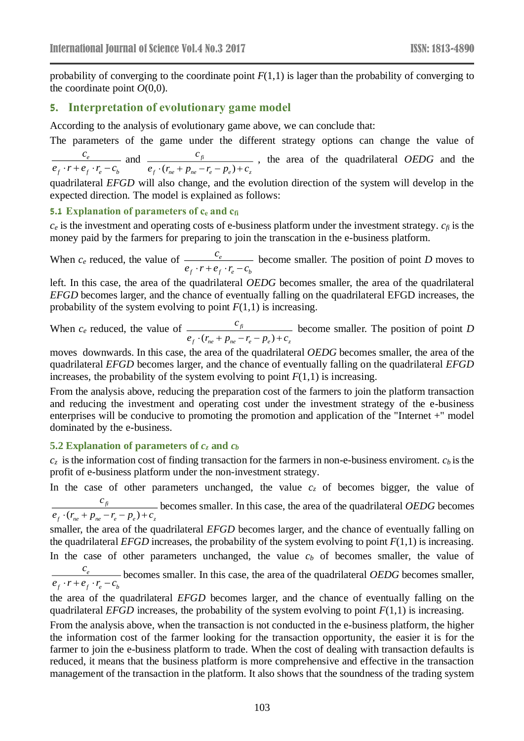probability of converging to the coordinate point $F(1,1)$ is lager than the probability of converging to the coordinate point $O(0,0)$.

## 5. Interpretation of evolutionary game model

According to the analysis of evolutionary game above, we can conclude that:

The parameters of the game under the different strategy options can change the value of $\frac{c_e}{e_f \cdot r + e_f \cdot r_e - c_b}$ and $\frac{c_{fi}}{e_f \cdot (r_{ne} + p_{ne} - r_e - p_e) + c_z}$, the area of the quadrilateral *OEDG* and the quadrilateral *EFGD* will also change, and the evolution direction of the system will develop in the expected direction. The model is explained as follows:

### 5.1 Explanation of parameters of $c_e$ and $c_{fi}$

$c_e$ is the investment and operating costs of e-business platform under the investment strategy. $c_{fi}$ is the money paid by the farmers for preparing to join the transcation in the e-business platform.

When $c_e$ reduced, the value of $\frac{c_e}{e_f \cdot r + e_f \cdot r_e - c_b}$ become smaller. The position of point *D* moves to left. In this case, the area of the quadrilateral *OEDG* becomes smaller, the area of the quadrilateral *EFGD* becomes larger, and the chance of eventually falling on the quadrilateral EFGD increases, the probability of the system evolving to point $F(1,1)$ is increasing.

When $c_e$ reduced, the value of $\frac{c_{fi}}{e_f \cdot (r_{ne} + p_{ne} - r_e - p_e) + c_z}$ become smaller. The position of point *D* moves downwards. In this case, the area of the quadrilateral *OEDG* becomes smaller, the area of the quadrilateral *EFGD* becomes larger, and the chance of eventually falling on the quadrilateral *EFGD* increases, the probability of the system evolving to point $F(1,1)$ is increasing.

From the analysis above, reducing the preparation cost of the farmers to join the platform transaction and reducing the investment and operating cost under the investment strategy of the e-business enterprises will be conducive to promoting the promotion and application of the "Internet +" model dominated by the e-business.

### 5.2 Explanation of parameters of $c_z$ and $c_b$

$c_z$ is the information cost of finding transaction for the farmers in non-e-business enviroment. $c_b$ is the profit of e-business platform under the non-investment strategy.

In the case of other parameters unchanged, the value $c_z$ of becomes bigger, the value of $\frac{c_{fi}}{e_f \cdot (r_{ne} + p_{ne} - r_e - p_e) + c_z}$ becomes smaller. In this case, the area of the quadrilateral *OEDG* becomes smaller, the area of the quadrilateral *EFGD* becomes larger, and the chance of eventually falling on the quadrilateral *EFGD* increases, the probability of the system evolving to point $F(1,1)$ is increasing.

In the case of other parameters unchanged, the value $c_b$ of becomes smaller, the value of $\frac{c_e}{e_f \cdot r + e_f \cdot r_e - c_b}$ becomes smaller. In this case, the area of the quadrilateral *OEDG* becomes smaller, the area of the quadrilateral *EFGD* becomes larger, and the chance of eventually falling on the quadrilateral *EFGD* increases, the probability of the system evolving to point $F(1,1)$ is increasing.

From the analysis above, when the transaction is not conducted in the e-business platform, the higher the information cost of the farmer looking for the transaction opportunity, the easier it is for the farmer to join the e-business platform to trade. When the cost of dealing with transaction defaults is reduced, it means that the business platform is more comprehensive and effective in the transaction management of the transaction in the platform. It also shows that the soundness of the trading system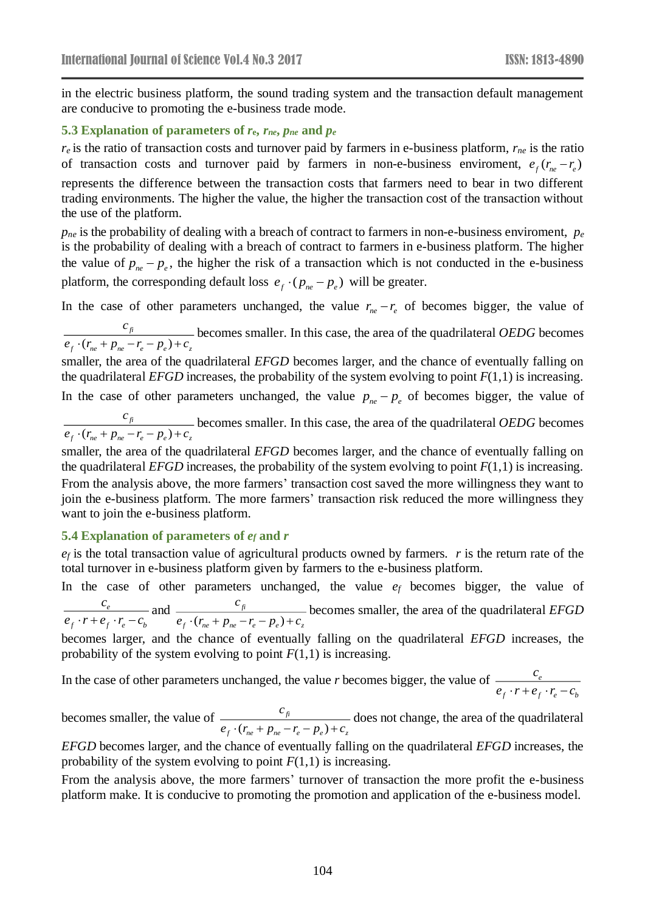in the electric business platform, the sound trading system and the transaction default management are conducive to promoting the e-business trade mode.

### 5.3 Explanation of parameters of $r_e$, $r_{ne}$, $p_{ne}$ and $p_e$

$r_e$ is the ratio of transaction costs and turnover paid by farmers in e-business platform, $r_{ne}$ is the ratio of transaction costs and turnover paid by farmers in non-e-business enviroment, $e_f(r_{ne}-r_e)$ represents the difference between the transaction costs that farmers need to bear in two different trading environments. The higher the value, the higher the transaction cost of the transaction without the use of the platform.

$p_{ne}$ is the probability of dealing with a breach of contract to farmers in non-e-business enviroment, $p_e$ is the probability of dealing with a breach of contract to farmers in e-business platform. The higher the value of $p_{ne}-p_e$, the higher the risk of a transaction which is not conducted in the e-business platform, the corresponding default loss $e_f \cdot (p_{ne}-p_e)$ will be greater.

In the case of other parameters unchanged, the value $r_{ne}-r_e$ of becomes bigger, the value of $\frac{c_{fi}}{e_f \cdot (r_{ne}+p_{ne}-r_e-p_e)+c_z}$ becomes smaller. In this case, the area of the quadrilateral *OEDG* becomes smaller, the area of the quadrilateral *EFGD* becomes larger, and the chance of eventually falling on the quadrilateral *EFGD* increases, the probability of the system evolving to point $F(1,1)$ is increasing.

In the case of other parameters unchanged, the value $p_{ne}-p_e$ of becomes bigger, the value of $\frac{c_{fi}}{e_f \cdot (r_{ne}+p_{ne}-r_e-p_e)+c_z}$ becomes smaller. In this case, the area of the quadrilateral *OEDG* becomes smaller, the area of the quadrilateral *EFGD* becomes larger, and the chance of eventually falling on the quadrilateral *EFGD* increases, the probability of the system evolving to point $F(1,1)$ is increasing.

From the analysis above, the more farmers' transaction cost saved the more willingness they want to join the e-business platform. The more farmers' transaction risk reduced the more willingness they want to join the e-business platform.

### 5.4 Explanation of parameters of $e_f$ and $r$

$e_f$ is the total transaction value of agricultural products owned by farmers. $r$ is the return rate of the total turnover in e-business platform given by farmers to the e-business platform.

In the case of other parameters unchanged, the value $e_f$ becomes bigger, the value of $\frac{c_e}{e_f \cdot r+e_f \cdot r_e-c_b}$ and $\frac{c_{fi}}{e_f \cdot (r_{ne}+p_{ne}-r_e-p_e)+c_z}$ becomes smaller, the area of the quadrilateral *EFGD* becomes larger, and the chance of eventually falling on the quadrilateral *EFGD* increases, the probability of the system evolving to point $F(1,1)$ is increasing.

In the case of other parameters unchanged, the value $r$ becomes bigger, the value of $\frac{c_e}{e_f \cdot r+e_f \cdot r_e-c_b}$ becomes smaller, the value of $\frac{c_{fi}}{e_f \cdot (r_{ne}+p_{ne}-r_e-p_e)+c_z}$ does not change, the area of the quadrilateral *EFGD* becomes larger, and the chance of eventually falling on the quadrilateral *EFGD* increases, the probability of the system evolving to point $F(1,1)$ is increasing.

From the analysis above, the more farmers' turnover of transaction the more profit the e-business platform make. It is conducive to promoting the promotion and application of the e-business model.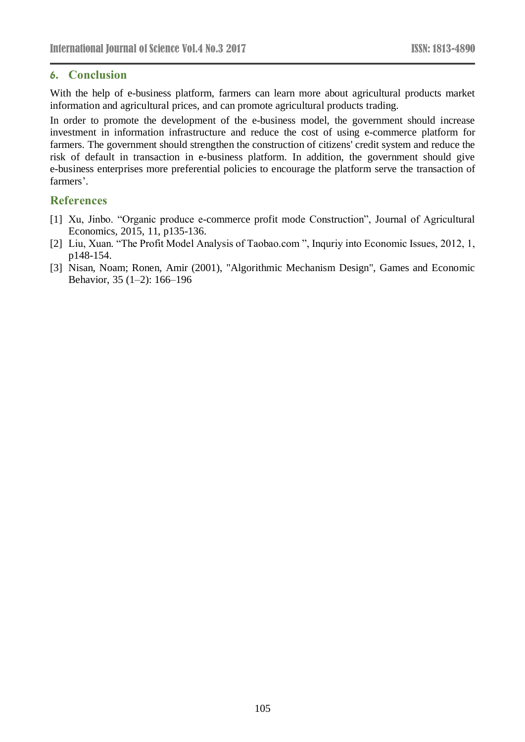## 6. Conclusion

With the help of e-business platform, farmers can learn more about agricultural products market information and agricultural prices, and can promote agricultural products trading.

In order to promote the development of the e-business model, the government should increase investment in information infrastructure and reduce the cost of using e-commerce platform for farmers. The government should strengthen the construction of citizens' credit system and reduce the risk of default in transaction in e-business platform. In addition, the government should give e-business enterprises more preferential policies to encourage the platform serve the transaction of farmers'.

## References

[1] Xu, Jinbo. "Organic produce e-commerce profit mode Construction", Journal of Agricultural Economics, 2015, 11, p135-136.

[2] Liu, Xuan. "The Profit Model Analysis of Taobao.com ", Inquriy into Economic Issues, 2012, 1, p148-154.

[3] Nisan, Noam; Ronen, Amir (2001), "Algorithmic Mechanism Design", Games and Economic Behavior, 35 (1–2): 166–196